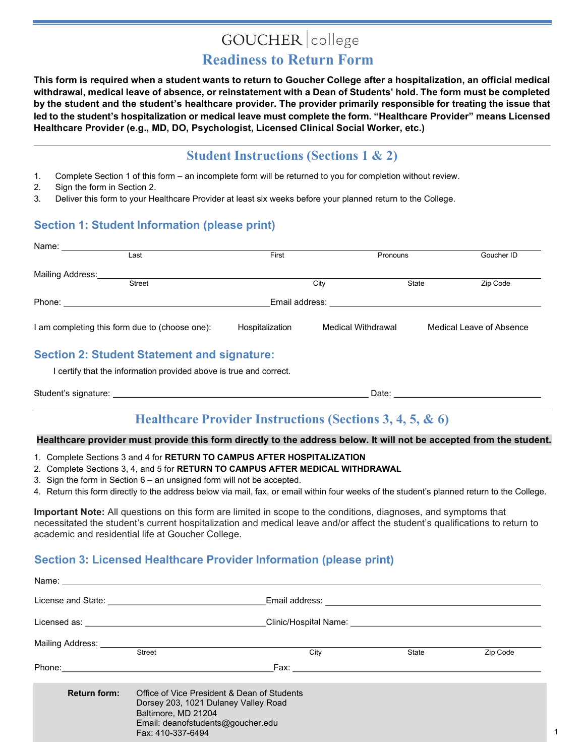GOUCHER | college

# Readiness to Return Form

**This form is required when a student wants to return to Goucher College after a hospitalization, an official medical withdrawal, medical leave of absence, or reinstatement with a Dean of Students' hold. The form must be completed by the student and the student's healthcare provider. The provider primarily responsible for treating the issue that led to the student's hospitalization or medical leave must complete the form. "Healthcare Provider" means Licensed Healthcare Provider (e.g., MD, DO, Psychologist, Licensed Clinical Social Worker, etc.)**

## Student Instructions (Sections 1 & 2)

1. Complete Section 1 of this form – an incomplete form will be returned to you for completion without review.
2. Sign the form in Section 2.
3. Deliver this form to your Healthcare Provider at least six weeks before your planned return to the College.

### Section 1: Student Information (please print)

Name: ______________________________________________________________
Last | First | Pronouns | Goucher ID

Mailing Address: ______________________________________________________________
Street | City | State | Zip Code

Phone: ______________________________ Email address: ______________________________

I am completing this form due to (choose one): Hospitalization | Medical Withdrawal | Medical Leave of Absence

### Section 2: Student Statement and signature:

I certify that the information provided above is true and correct.

Student's signature: ______________________________ Date: ____________________

## Healthcare Provider Instructions (Sections 3, 4, 5, & 6)

**Healthcare provider must provide this form directly to the address below. It will not be accepted from the student.**

1. Complete Sections 3 and 4 for **RETURN TO CAMPUS AFTER HOSPITALIZATION**
2. Complete Sections 3, 4, and 5 for **RETURN TO CAMPUS AFTER MEDICAL WITHDRAWAL**
3. Sign the form in Section 6 – an unsigned form will not be accepted.
4. Return this form directly to the address below via mail, fax, or email within four weeks of the student's planned return to the College.

**Important Note:** All questions on this form are limited in scope to the conditions, diagnoses, and symptoms that necessitated the student's current hospitalization and medical leave and/or affect the student's qualifications to return to academic and residential life at Goucher College.

### Section 3: Licensed Healthcare Provider Information (please print)

Name: ______________________________________________________________

License and State: ______________________________ Email address: ______________________________

Licensed as: ______________________________ Clinic/Hospital Name: ______________________________

Mailing Address: ______________________________________________________________
Street | City | State | Zip Code

Phone: ______________________________ Fax: ______________________________

**Return form:** Office of Vice President & Dean of Students
Dorsey 203, 1021 Dulaney Valley Road
Baltimore, MD 21204
Email: deanofstudents@goucher.edu
Fax: 410-337-6494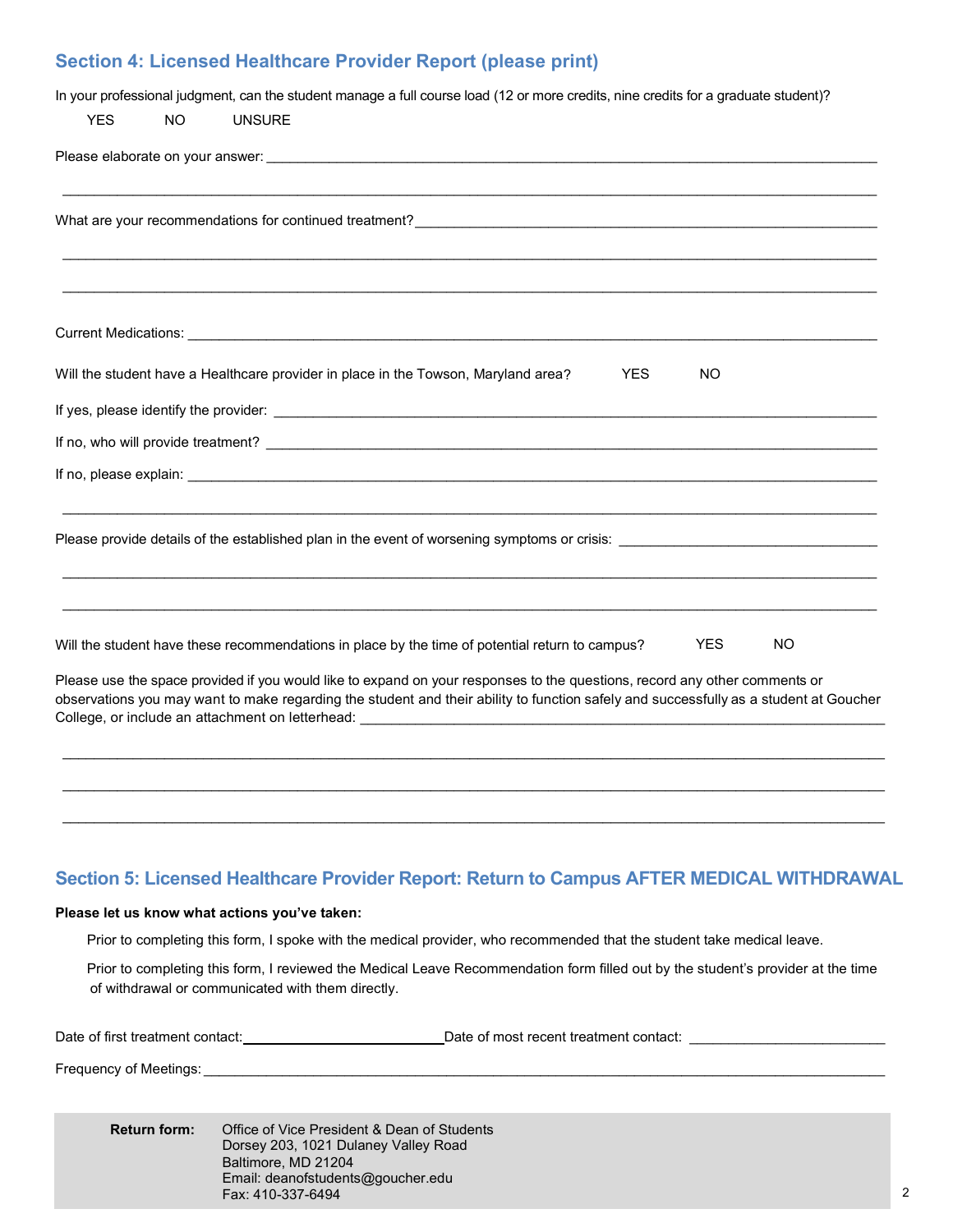## Section 4: Licensed Healthcare Provider Report (please print)

In your professional judgment, can the student manage a full course load (12 or more credits, nine credits for a graduate student)?

YES NO UNSURE

Please elaborate on your answer: ____________________________________________________________________________

____________________________________________________________________________________________________

What are your recommendations for continued treatment? ____________________________________________________

____________________________________________________________________________________________________

____________________________________________________________________________________________________

Current Medications: ________________________________________________________________________________

Will the student have a Healthcare provider in place in the Towson, Maryland area? YES NO

If yes, please identify the provider: _____________________________________________________________________

If no, who will provide treatment? ______________________________________________________________________

If no, please explain: ________________________________________________________________________________

____________________________________________________________________________________________________

Please provide details of the established plan in the event of worsening symptoms or crisis: ___________________________

____________________________________________________________________________________________________

____________________________________________________________________________________________________

Will the student have these recommendations in place by the time of potential return to campus? YES NO

Please use the space provided if you would like to expand on your responses to the questions, record any other comments or observations you may want to make regarding the student and their ability to function safely and successfully as a student at Goucher College, or include an attachment on letterhead: ________________________________________________________________

____________________________________________________________________________________________________

____________________________________________________________________________________________________

____________________________________________________________________________________________________

## Section 5: Licensed Healthcare Provider Report: Return to Campus AFTER MEDICAL WITHDRAWAL

**Please let us know what actions you've taken:**

Prior to completing this form, I spoke with the medical provider, who recommended that the student take medical leave.

Prior to completing this form, I reviewed the Medical Leave Recommendation form filled out by the student's provider at the time of withdrawal or communicated with them directly.

Date of first treatment contact: ________________________ Date of most recent treatment contact: ________________________

Frequency of Meetings: ______________________________________________________________________________

**Return form:** Office of Vice President & Dean of Students
Dorsey 203, 1021 Dulaney Valley Road
Baltimore, MD 21204
Email: deanofstudents@goucher.edu
Fax: 410-337-6494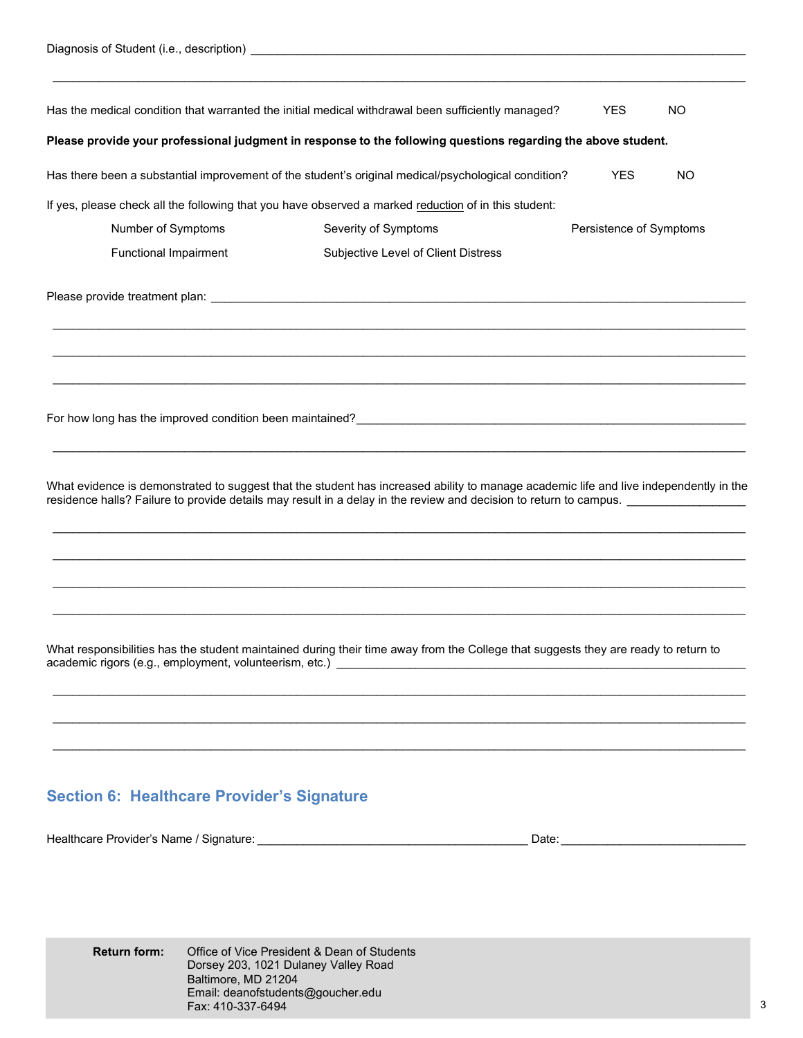Diagnosis of Student (i.e., description) ____________________________________________________________________________

________________________________________________________________________________________________________

Has the medical condition that warranted the initial medical withdrawal been sufficiently managed? YES NO

**Please provide your professional judgment in response to the following questions regarding the above student.**

Has there been a substantial improvement of the student's original medical/psychological condition? YES NO

If yes, please check all the following that you have observed a marked reduction of in this student:

| | | |
|---|---|---|
| Number of Symptoms | Severity of Symptoms | Persistence of Symptoms |
| Functional Impairment | Subjective Level of Client Distress | |

Please provide treatment plan: ____________________________________________________________________________

________________________________________________________________________________________________________

________________________________________________________________________________________________________

________________________________________________________________________________________________________

For how long has the improved condition been maintained?______________________________________________________

________________________________________________________________________________________________________

What evidence is demonstrated to suggest that the student has increased ability to manage academic life and live independently in the residence halls? Failure to provide details may result in a delay in the review and decision to return to campus. _________________

________________________________________________________________________________________________________

________________________________________________________________________________________________________

________________________________________________________________________________________________________

________________________________________________________________________________________________________

What responsibilities has the student maintained during their time away from the College that suggests they are ready to return to academic rigors (e.g., employment, volunteerism, etc.) ____________________________________________________________

________________________________________________________________________________________________________

________________________________________________________________________________________________________

________________________________________________________________________________________________________

## Section 6: Healthcare Provider's Signature

Healthcare Provider's Name / Signature: ________________________________________ Date:_____________________________

**Return form:** Office of Vice President & Dean of Students
Dorsey 203, 1021 Dulaney Valley Road
Baltimore, MD 21204
Email: deanofstudents@goucher.edu
Fax: 410-337-6494